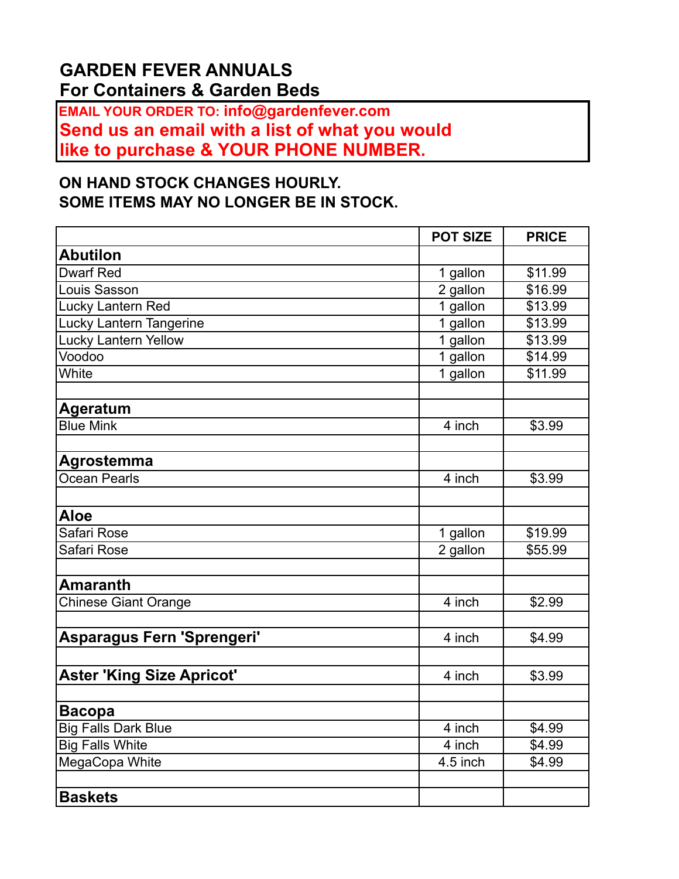# GARDEN FEVER ANNUALS
## For Containers & Garden Beds

**EMAIL YOUR ORDER TO: info@gardenfever.com**
**Send us an email with a list of what you would like to purchase & YOUR PHONE NUMBER.**

**ON HAND STOCK CHANGES HOURLY.**
**SOME ITEMS MAY NO LONGER BE IN STOCK.**

| | POT SIZE | PRICE |
|---|---|---|
| **Abutilon** | | |
| Dwarf Red | 1 gallon | $11.99 |
| Louis Sasson | 2 gallon | $16.99 |
| Lucky Lantern Red | 1 gallon | $13.99 |
| Lucky Lantern Tangerine | 1 gallon | $13.99 |
| Lucky Lantern Yellow | 1 gallon | $13.99 |
| Voodoo | 1 gallon | $14.99 |
| White | 1 gallon | $11.99 |
| | | |
| **Ageratum** | | |
| Blue Mink | 4 inch | $3.99 |
| | | |
| **Agrostemma** | | |
| Ocean Pearls | 4 inch | $3.99 |
| | | |
| **Aloe** | | |
| Safari Rose | 1 gallon | $19.99 |
| Safari Rose | 2 gallon | $55.99 |
| | | |
| **Amaranth** | | |
| Chinese Giant Orange | 4 inch | $2.99 |
| | | |
| **Asparagus Fern 'Sprengeri'** | 4 inch | $4.99 |
| | | |
| **Aster 'King Size Apricot'** | 4 inch | $3.99 |
| | | |
| **Bacopa** | | |
| Big Falls Dark Blue | 4 inch | $4.99 |
| Big Falls White | 4 inch | $4.99 |
| MegaCopa White | 4.5 inch | $4.99 |
| | | |
| **Baskets** | | |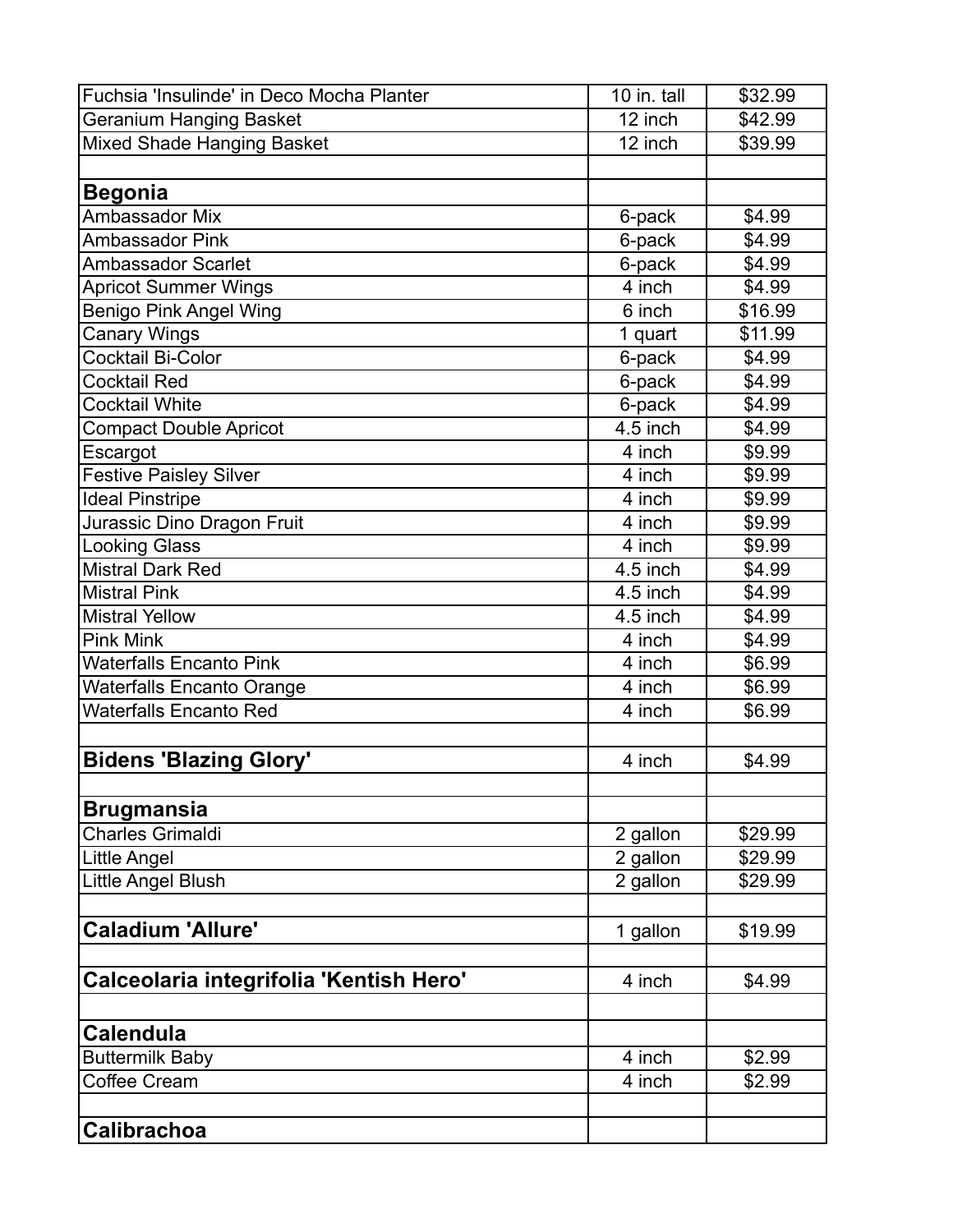| | | |
|---|---|---|
| Fuchsia 'Insulinde' in Deco Mocha Planter | 10 in. tall | $32.99 |
| Geranium Hanging Basket | 12 inch | $42.99 |
| Mixed Shade Hanging Basket | 12 inch | $39.99 |
| | | |
| **Begonia** | | |
| Ambassador Mix | 6-pack | $4.99 |
| Ambassador Pink | 6-pack | $4.99 |
| Ambassador Scarlet | 6-pack | $4.99 |
| Apricot Summer Wings | 4 inch | $4.99 |
| Benigo Pink Angel Wing | 6 inch | $16.99 |
| Canary Wings | 1 quart | $11.99 |
| Cocktail Bi-Color | 6-pack | $4.99 |
| Cocktail Red | 6-pack | $4.99 |
| Cocktail White | 6-pack | $4.99 |
| Compact Double Apricot | 4.5 inch | $4.99 |
| Escargot | 4 inch | $9.99 |
| Festive Paisley Silver | 4 inch | $9.99 |
| Ideal Pinstripe | 4 inch | $9.99 |
| Jurassic Dino Dragon Fruit | 4 inch | $9.99 |
| Looking Glass | 4 inch | $9.99 |
| Mistral Dark Red | 4.5 inch | $4.99 |
| Mistral Pink | 4.5 inch | $4.99 |
| Mistral Yellow | 4.5 inch | $4.99 |
| Pink Mink | 4 inch | $4.99 |
| Waterfalls Encanto Pink | 4 inch | $6.99 |
| Waterfalls Encanto Orange | 4 inch | $6.99 |
| Waterfalls Encanto Red | 4 inch | $6.99 |
| | | |
| **Bidens 'Blazing Glory'** | 4 inch | $4.99 |
| | | |
| **Brugmansia** | | |
| Charles Grimaldi | 2 gallon | $29.99 |
| Little Angel | 2 gallon | $29.99 |
| Little Angel Blush | 2 gallon | $29.99 |
| | | |
| **Caladium 'Allure'** | 1 gallon | $19.99 |
| | | |
| **Calceolaria integrifolia 'Kentish Hero'** | 4 inch | $4.99 |
| | | |
| **Calendula** | | |
| Buttermilk Baby | 4 inch | $2.99 |
| Coffee Cream | 4 inch | $2.99 |
| | | |
| **Calibrachoa** | | |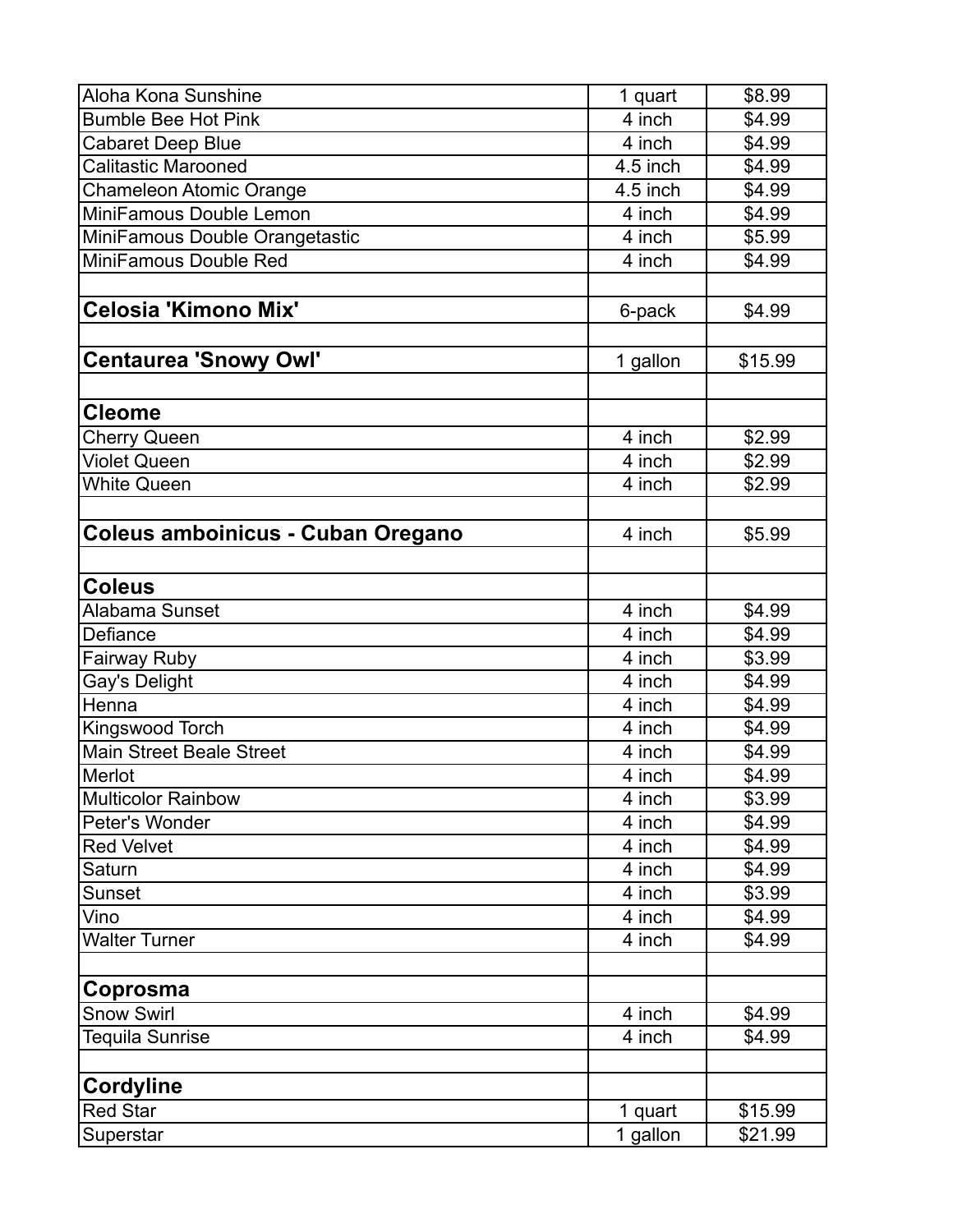| | | |
|---|---|---|
| Aloha Kona Sunshine | 1 quart | $8.99 |
| Bumble Bee Hot Pink | 4 inch | $4.99 |
| Cabaret Deep Blue | 4 inch | $4.99 |
| Calitastic Marooned | 4.5 inch | $4.99 |
| Chameleon Atomic Orange | 4.5 inch | $4.99 |
| MiniFamous Double Lemon | 4 inch | $4.99 |
| MiniFamous Double Orangetastic | 4 inch | $5.99 |
| MiniFamous Double Red | 4 inch | $4.99 |
| | | |
| **Celosia 'Kimono Mix'** | 6-pack | $4.99 |
| | | |
| **Centaurea 'Snowy Owl'** | 1 gallon | $15.99 |
| | | |
| **Cleome** | | |
| Cherry Queen | 4 inch | $2.99 |
| Violet Queen | 4 inch | $2.99 |
| White Queen | 4 inch | $2.99 |
| | | |
| **Coleus amboinicus - Cuban Oregano** | 4 inch | $5.99 |
| | | |
| **Coleus** | | |
| Alabama Sunset | 4 inch | $4.99 |
| Defiance | 4 inch | $4.99 |
| Fairway Ruby | 4 inch | $3.99 |
| Gay's Delight | 4 inch | $4.99 |
| Henna | 4 inch | $4.99 |
| Kingswood Torch | 4 inch | $4.99 |
| Main Street Beale Street | 4 inch | $4.99 |
| Merlot | 4 inch | $4.99 |
| Multicolor Rainbow | 4 inch | $3.99 |
| Peter's Wonder | 4 inch | $4.99 |
| Red Velvet | 4 inch | $4.99 |
| Saturn | 4 inch | $4.99 |
| Sunset | 4 inch | $3.99 |
| Vino | 4 inch | $4.99 |
| Walter Turner | 4 inch | $4.99 |
| | | |
| **Coprosma** | | |
| Snow Swirl | 4 inch | $4.99 |
| Tequila Sunrise | 4 inch | $4.99 |
| | | |
| **Cordyline** | | |
| Red Star | 1 quart | $15.99 |
| Superstar | 1 gallon | $21.99 |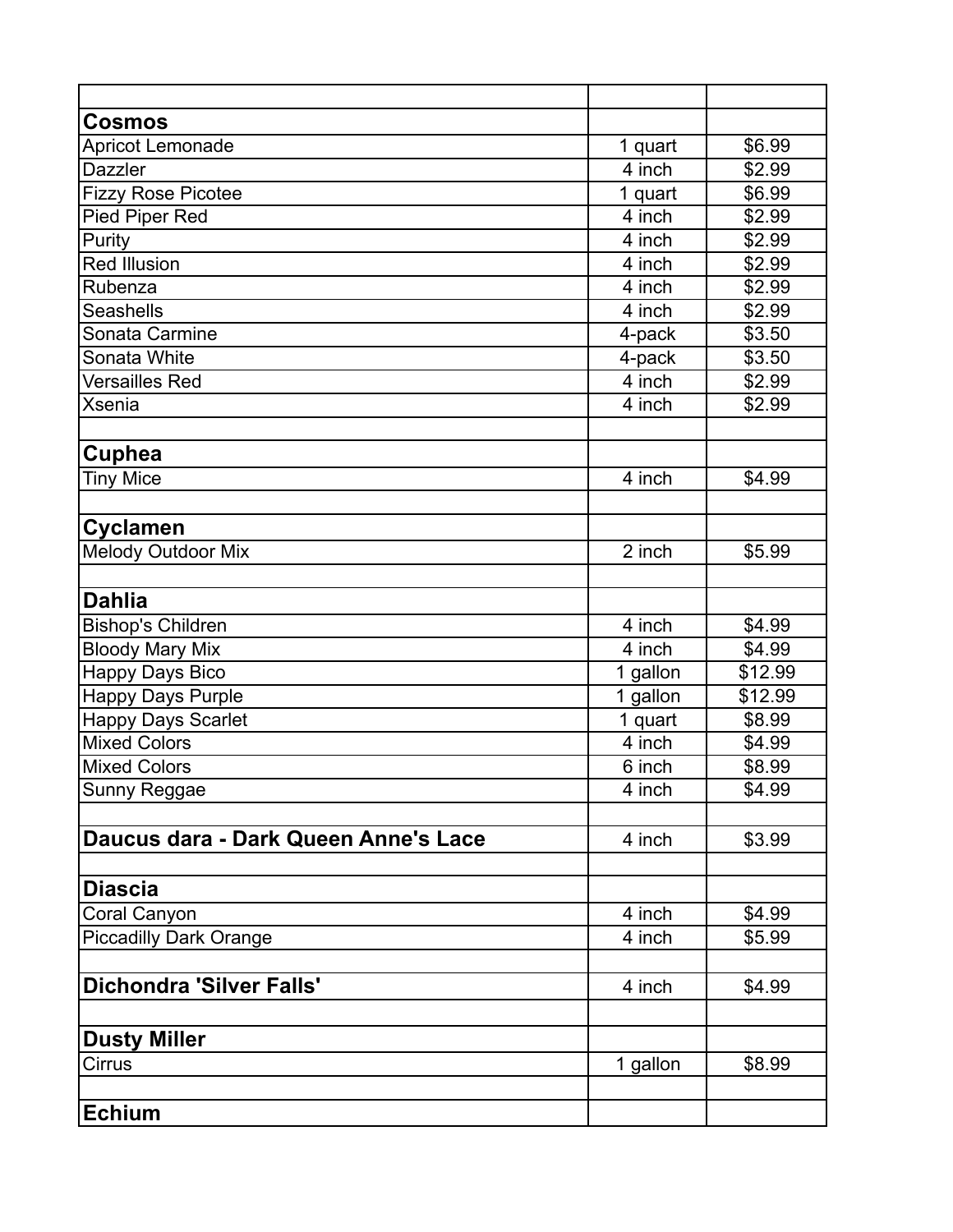| | | |
|---|---|---|
| **Cosmos** | | |
| Apricot Lemonade | 1 quart | $6.99 |
| Dazzler | 4 inch | $2.99 |
| Fizzy Rose Picotee | 1 quart | $6.99 |
| Pied Piper Red | 4 inch | $2.99 |
| Purity | 4 inch | $2.99 |
| Red Illusion | 4 inch | $2.99 |
| Rubenza | 4 inch | $2.99 |
| Seashells | 4 inch | $2.99 |
| Sonata Carmine | 4-pack | $3.50 |
| Sonata White | 4-pack | $3.50 |
| Versailles Red | 4 inch | $2.99 |
| Xsenia | 4 inch | $2.99 |
| | | |
| **Cuphea** | | |
| Tiny Mice | 4 inch | $4.99 |
| | | |
| **Cyclamen** | | |
| Melody Outdoor Mix | 2 inch | $5.99 |
| | | |
| **Dahlia** | | |
| Bishop's Children | 4 inch | $4.99 |
| Bloody Mary Mix | 4 inch | $4.99 |
| Happy Days Bico | 1 gallon | $12.99 |
| Happy Days Purple | 1 gallon | $12.99 |
| Happy Days Scarlet | 1 quart | $8.99 |
| Mixed Colors | 4 inch | $4.99 |
| Mixed Colors | 6 inch | $8.99 |
| Sunny Reggae | 4 inch | $4.99 |
| | | |
| **Daucus dara - Dark Queen Anne's Lace** | 4 inch | $3.99 |
| | | |
| **Diascia** | | |
| Coral Canyon | 4 inch | $4.99 |
| Piccadilly Dark Orange | 4 inch | $5.99 |
| | | |
| **Dichondra 'Silver Falls'** | 4 inch | $4.99 |
| | | |
| **Dusty Miller** | | |
| Cirrus | 1 gallon | $8.99 |
| | | |
| **Echium** | | |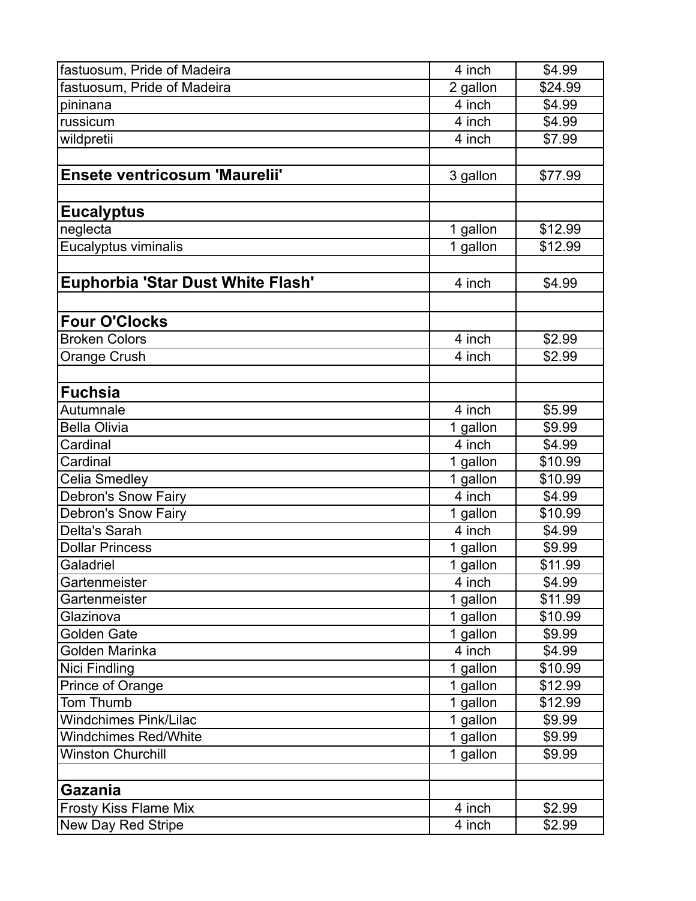| | | |
|---|---|---|
| fastuosum, Pride of Madeira | 4 inch | $4.99 |
| fastuosum, Pride of Madeira | 2 gallon | $24.99 |
| pininana | 4 inch | $4.99 |
| russicum | 4 inch | $4.99 |
| wildpretii | 4 inch | $7.99 |
| | | |
| **Ensete ventricosum 'Maurelii'** | 3 gallon | $77.99 |
| | | |
| **Eucalyptus** | | |
| neglecta | 1 gallon | $12.99 |
| Eucalyptus viminalis | 1 gallon | $12.99 |
| | | |
| **Euphorbia 'Star Dust White Flash'** | 4 inch | $4.99 |
| | | |
| **Four O'Clocks** | | |
| Broken Colors | 4 inch | $2.99 |
| Orange Crush | 4 inch | $2.99 |
| | | |
| **Fuchsia** | | |
| Autumnale | 4 inch | $5.99 |
| Bella Olivia | 1 gallon | $9.99 |
| Cardinal | 4 inch | $4.99 |
| Cardinal | 1 gallon | $10.99 |
| Celia Smedley | 1 gallon | $10.99 |
| Debron's Snow Fairy | 4 inch | $4.99 |
| Debron's Snow Fairy | 1 gallon | $10.99 |
| Delta's Sarah | 4 inch | $4.99 |
| Dollar Princess | 1 gallon | $9.99 |
| Galadriel | 1 gallon | $11.99 |
| Gartenmeister | 4 inch | $4.99 |
| Gartenmeister | 1 gallon | $11.99 |
| Glazinova | 1 gallon | $10.99 |
| Golden Gate | 1 gallon | $9.99 |
| Golden Marinka | 4 inch | $4.99 |
| Nici Findling | 1 gallon | $10.99 |
| Prince of Orange | 1 gallon | $12.99 |
| Tom Thumb | 1 gallon | $12.99 |
| Windchimes Pink/Lilac | 1 gallon | $9.99 |
| Windchimes Red/White | 1 gallon | $9.99 |
| Winston Churchill | 1 gallon | $9.99 |
| | | |
| **Gazania** | | |
| Frosty Kiss Flame Mix | 4 inch | $2.99 |
| New Day Red Stripe | 4 inch | $2.99 |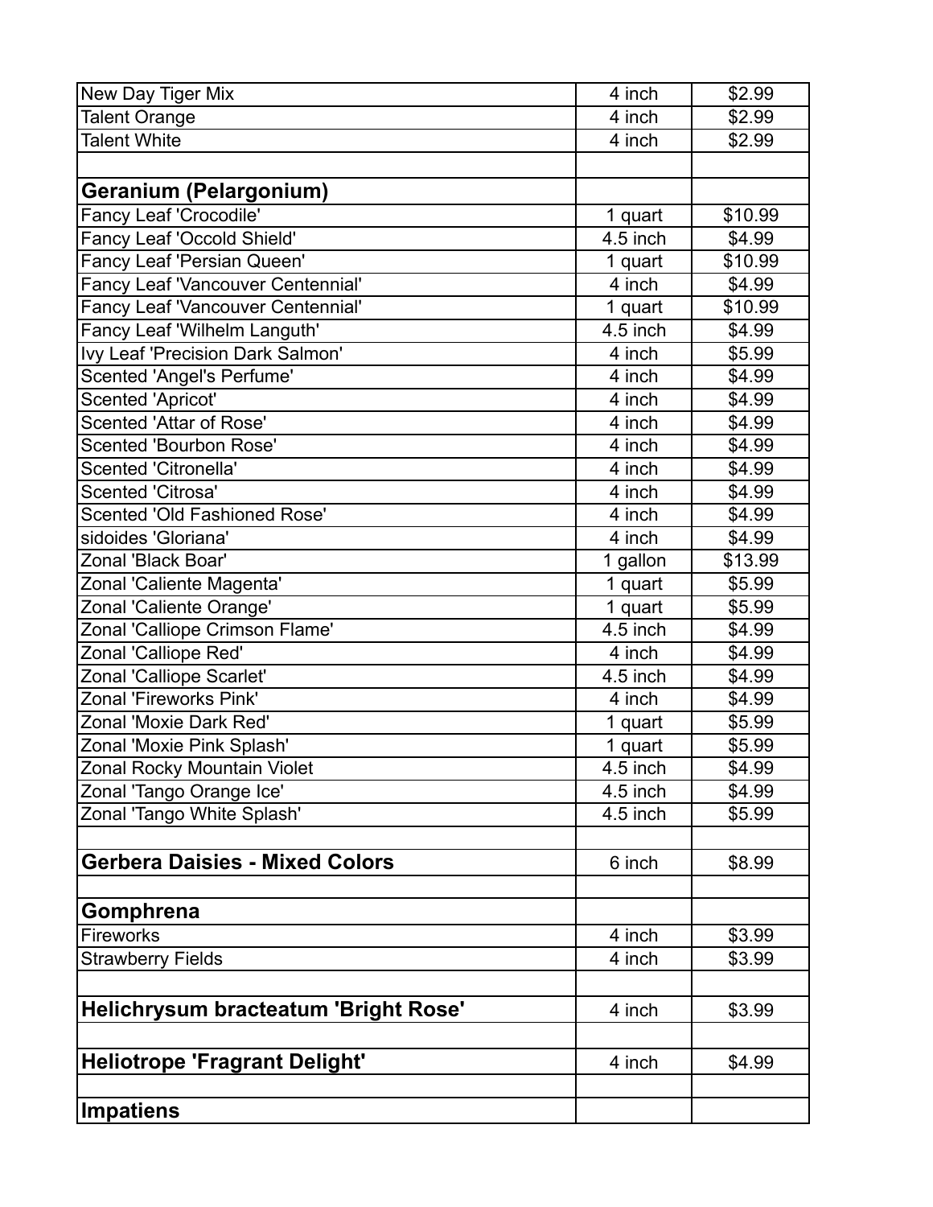| | | |
|---|---|---|
| New Day Tiger Mix | 4 inch | $2.99 |
| Talent Orange | 4 inch | $2.99 |
| Talent White | 4 inch | $2.99 |
| | | |
| **Geranium (Pelargonium)** | | |
| Fancy Leaf 'Crocodile' | 1 quart | $10.99 |
| Fancy Leaf 'Occold Shield' | 4.5 inch | $4.99 |
| Fancy Leaf 'Persian Queen' | 1 quart | $10.99 |
| Fancy Leaf 'Vancouver Centennial' | 4 inch | $4.99 |
| Fancy Leaf 'Vancouver Centennial' | 1 quart | $10.99 |
| Fancy Leaf 'Wilhelm Languth' | 4.5 inch | $4.99 |
| Ivy Leaf 'Precision Dark Salmon' | 4 inch | $5.99 |
| Scented 'Angel's Perfume' | 4 inch | $4.99 |
| Scented 'Apricot' | 4 inch | $4.99 |
| Scented 'Attar of Rose' | 4 inch | $4.99 |
| Scented 'Bourbon Rose' | 4 inch | $4.99 |
| Scented 'Citronella' | 4 inch | $4.99 |
| Scented 'Citrosa' | 4 inch | $4.99 |
| Scented 'Old Fashioned Rose' | 4 inch | $4.99 |
| sidoides 'Gloriana' | 4 inch | $4.99 |
| Zonal 'Black Boar' | 1 gallon | $13.99 |
| Zonal 'Caliente Magenta' | 1 quart | $5.99 |
| Zonal 'Caliente Orange' | 1 quart | $5.99 |
| Zonal 'Calliope Crimson Flame' | 4.5 inch | $4.99 |
| Zonal 'Calliope Red' | 4 inch | $4.99 |
| Zonal 'Calliope Scarlet' | 4.5 inch | $4.99 |
| Zonal 'Fireworks Pink' | 4 inch | $4.99 |
| Zonal 'Moxie Dark Red' | 1 quart | $5.99 |
| Zonal 'Moxie Pink Splash' | 1 quart | $5.99 |
| Zonal Rocky Mountain Violet | 4.5 inch | $4.99 |
| Zonal 'Tango Orange Ice' | 4.5 inch | $4.99 |
| Zonal 'Tango White Splash' | 4.5 inch | $5.99 |
| | | |
| **Gerbera Daisies - Mixed Colors** | 6 inch | $8.99 |
| | | |
| **Gomphrena** | | |
| Fireworks | 4 inch | $3.99 |
| Strawberry Fields | 4 inch | $3.99 |
| | | |
| **Helichrysum bracteatum 'Bright Rose'** | 4 inch | $3.99 |
| | | |
| **Heliotrope 'Fragrant Delight'** | 4 inch | $4.99 |
| | | |
| **Impatiens** | | |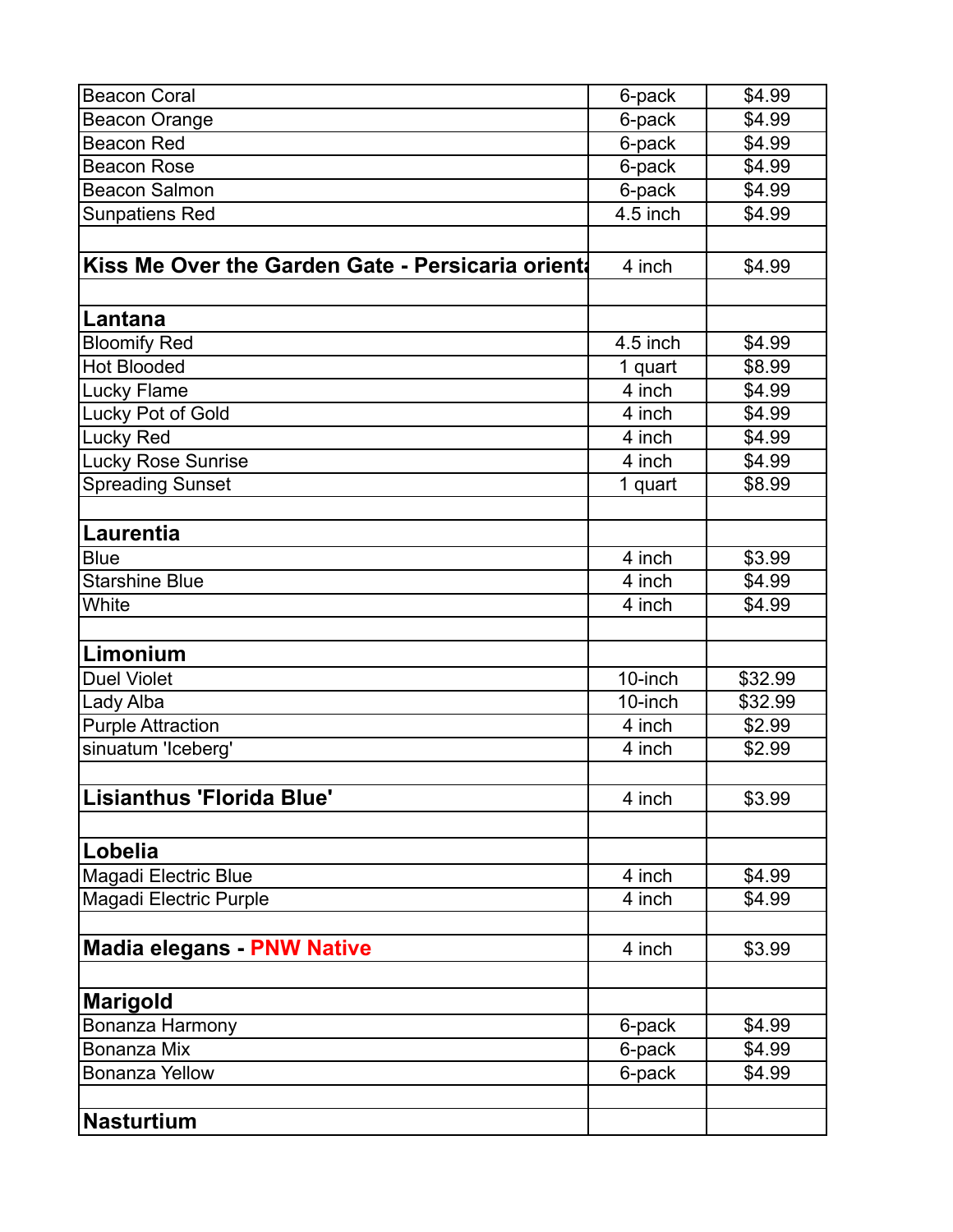| | | |
|---|---|---|
| Beacon Coral | 6-pack | $4.99 |
| Beacon Orange | 6-pack | $4.99 |
| Beacon Red | 6-pack | $4.99 |
| Beacon Rose | 6-pack | $4.99 |
| Beacon Salmon | 6-pack | $4.99 |
| Sunpatiens Red | 4.5 inch | $4.99 |
| | | |
| **Kiss Me Over the Garden Gate - Persicaria orienta** | 4 inch | $4.99 |
| | | |
| **Lantana** | | |
| Bloomify Red | 4.5 inch | $4.99 |
| Hot Blooded | 1 quart | $8.99 |
| Lucky Flame | 4 inch | $4.99 |
| Lucky Pot of Gold | 4 inch | $4.99 |
| Lucky Red | 4 inch | $4.99 |
| Lucky Rose Sunrise | 4 inch | $4.99 |
| Spreading Sunset | 1 quart | $8.99 |
| | | |
| **Laurentia** | | |
| Blue | 4 inch | $3.99 |
| Starshine Blue | 4 inch | $4.99 |
| White | 4 inch | $4.99 |
| | | |
| **Limonium** | | |
| Duel Violet | 10-inch | $32.99 |
| Lady Alba | 10-inch | $32.99 |
| Purple Attraction | 4 inch | $2.99 |
| sinuatum 'Iceberg' | 4 inch | $2.99 |
| | | |
| **Lisianthus 'Florida Blue'** | 4 inch | $3.99 |
| | | |
| **Lobelia** | | |
| Magadi Electric Blue | 4 inch | $4.99 |
| Magadi Electric Purple | 4 inch | $4.99 |
| | | |
| **Madia elegans - PNW Native** | 4 inch | $3.99 |
| | | |
| **Marigold** | | |
| Bonanza Harmony | 6-pack | $4.99 |
| Bonanza Mix | 6-pack | $4.99 |
| Bonanza Yellow | 6-pack | $4.99 |
| | | |
| **Nasturtium** | | |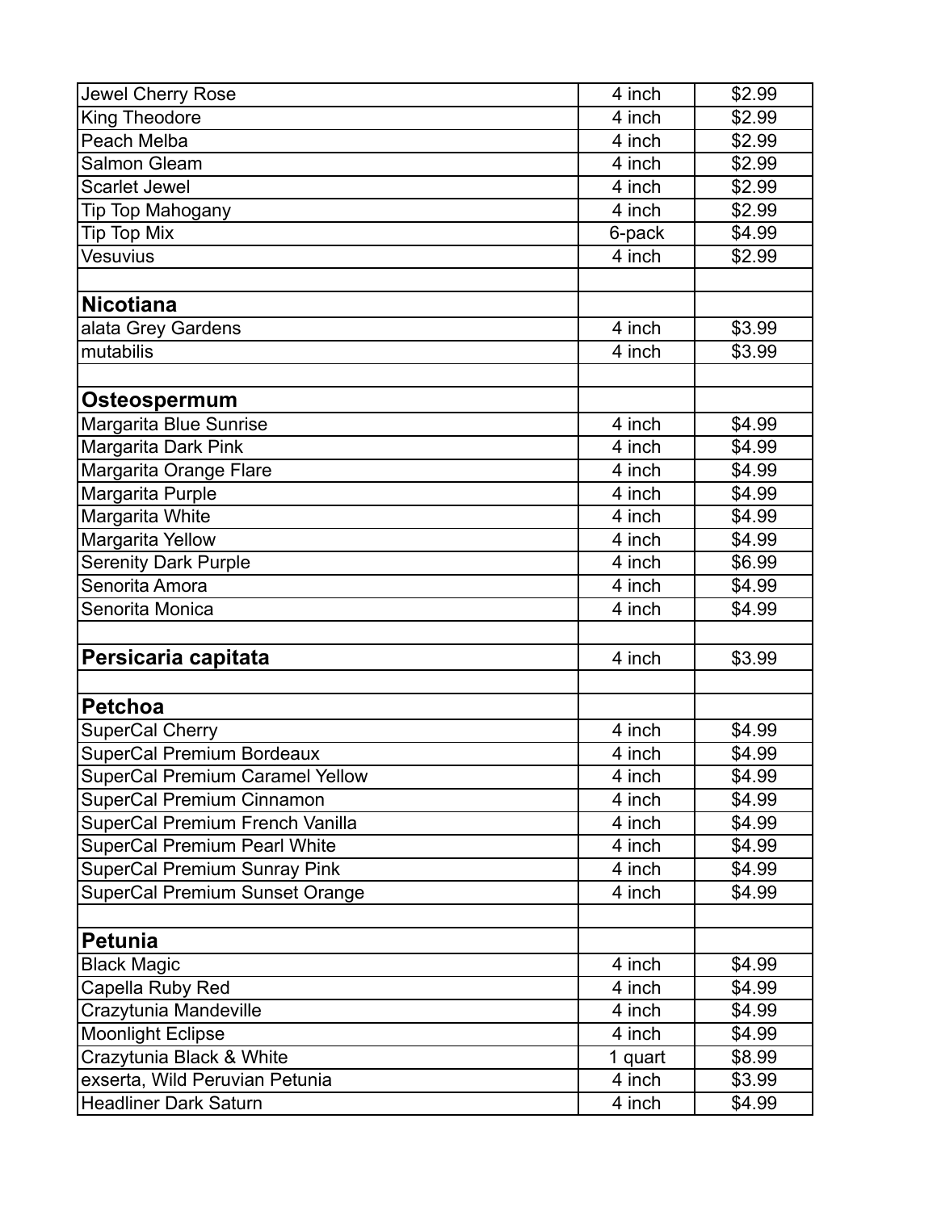| | | |
|---|---|---|
| Jewel Cherry Rose | 4 inch | $2.99 |
| King Theodore | 4 inch | $2.99 |
| Peach Melba | 4 inch | $2.99 |
| Salmon Gleam | 4 inch | $2.99 |
| Scarlet Jewel | 4 inch | $2.99 |
| Tip Top Mahogany | 4 inch | $2.99 |
| Tip Top Mix | 6-pack | $4.99 |
| Vesuvius | 4 inch | $2.99 |
| | | |
| **Nicotiana** | | |
| alata Grey Gardens | 4 inch | $3.99 |
| mutabilis | 4 inch | $3.99 |
| | | |
| **Osteospermum** | | |
| Margarita Blue Sunrise | 4 inch | $4.99 |
| Margarita Dark Pink | 4 inch | $4.99 |
| Margarita Orange Flare | 4 inch | $4.99 |
| Margarita Purple | 4 inch | $4.99 |
| Margarita White | 4 inch | $4.99 |
| Margarita Yellow | 4 inch | $4.99 |
| Serenity Dark Purple | 4 inch | $6.99 |
| Senorita Amora | 4 inch | $4.99 |
| Senorita Monica | 4 inch | $4.99 |
| | | |
| **Persicaria capitata** | 4 inch | $3.99 |
| | | |
| **Petchoa** | | |
| SuperCal Cherry | 4 inch | $4.99 |
| SuperCal Premium Bordeaux | 4 inch | $4.99 |
| SuperCal Premium Caramel Yellow | 4 inch | $4.99 |
| SuperCal Premium Cinnamon | 4 inch | $4.99 |
| SuperCal Premium French Vanilla | 4 inch | $4.99 |
| SuperCal Premium Pearl White | 4 inch | $4.99 |
| SuperCal Premium Sunray Pink | 4 inch | $4.99 |
| SuperCal Premium Sunset Orange | 4 inch | $4.99 |
| | | |
| **Petunia** | | |
| Black Magic | 4 inch | $4.99 |
| Capella Ruby Red | 4 inch | $4.99 |
| Crazytunia Mandeville | 4 inch | $4.99 |
| Moonlight Eclipse | 4 inch | $4.99 |
| Crazytunia Black & White | 1 quart | $8.99 |
| exserta, Wild Peruvian Petunia | 4 inch | $3.99 |
| Headliner Dark Saturn | 4 inch | $4.99 |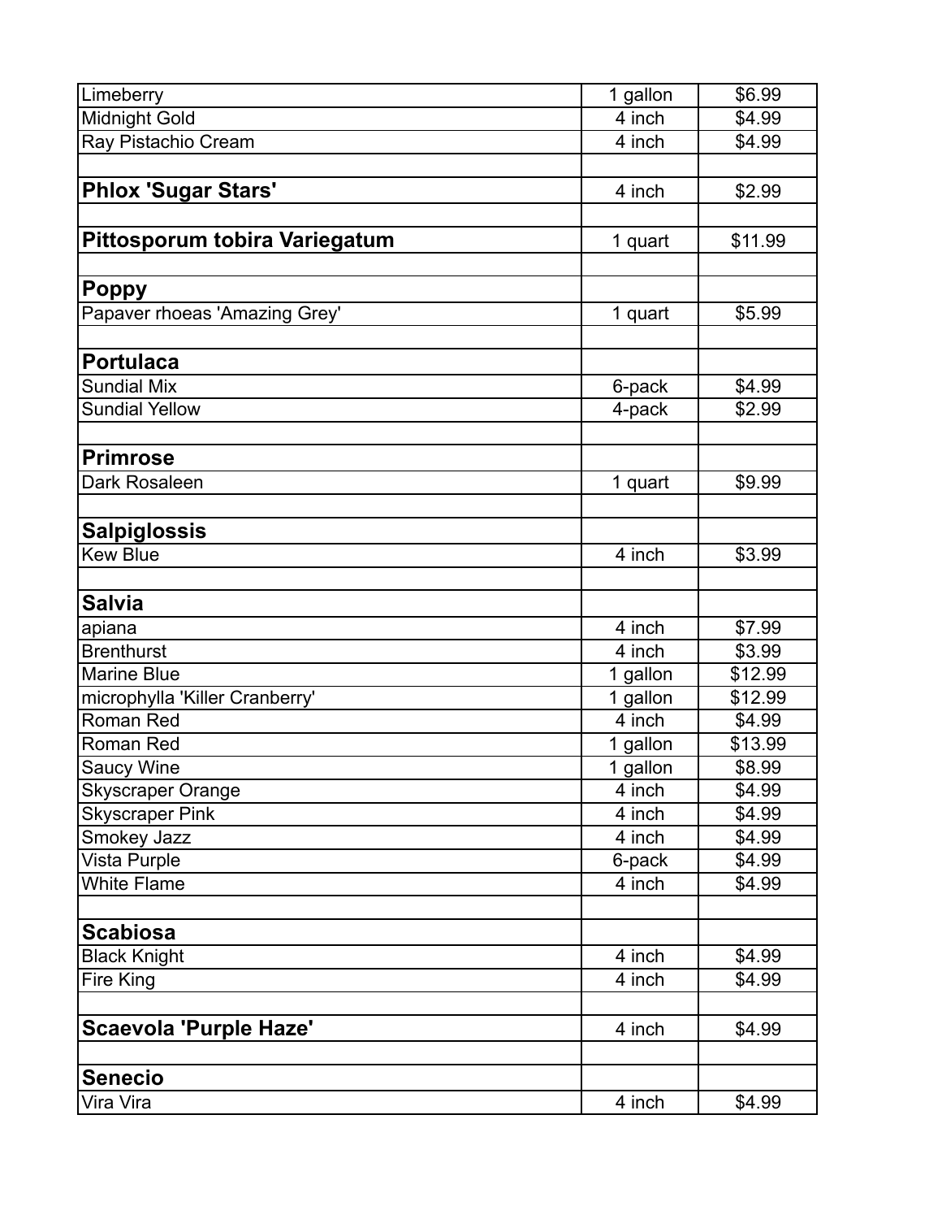| | | |
|---|---|---|
| Limeberry | 1 gallon | $6.99 |
| Midnight Gold | 4 inch | $4.99 |
| Ray Pistachio Cream | 4 inch | $4.99 |
| | | |
| **Phlox 'Sugar Stars'** | 4 inch | $2.99 |
| | | |
| **Pittosporum tobira Variegatum** | 1 quart | $11.99 |
| | | |
| **Poppy** | | |
| Papaver rhoeas 'Amazing Grey' | 1 quart | $5.99 |
| | | |
| **Portulaca** | | |
| Sundial Mix | 6-pack | $4.99 |
| Sundial Yellow | 4-pack | $2.99 |
| | | |
| **Primrose** | | |
| Dark Rosaleen | 1 quart | $9.99 |
| | | |
| **Salpiglossis** | | |
| Kew Blue | 4 inch | $3.99 |
| | | |
| **Salvia** | | |
| apiana | 4 inch | $7.99 |
| Brenthurst | 4 inch | $3.99 |
| Marine Blue | 1 gallon | $12.99 |
| microphylla 'Killer Cranberry' | 1 gallon | $12.99 |
| Roman Red | 4 inch | $4.99 |
| Roman Red | 1 gallon | $13.99 |
| Saucy Wine | 1 gallon | $8.99 |
| Skyscraper Orange | 4 inch | $4.99 |
| Skyscraper Pink | 4 inch | $4.99 |
| Smokey Jazz | 4 inch | $4.99 |
| Vista Purple | 6-pack | $4.99 |
| White Flame | 4 inch | $4.99 |
| | | |
| **Scabiosa** | | |
| Black Knight | 4 inch | $4.99 |
| Fire King | 4 inch | $4.99 |
| | | |
| **Scaevola 'Purple Haze'** | 4 inch | $4.99 |
| | | |
| **Senecio** | | |
| Vira Vira | 4 inch | $4.99 |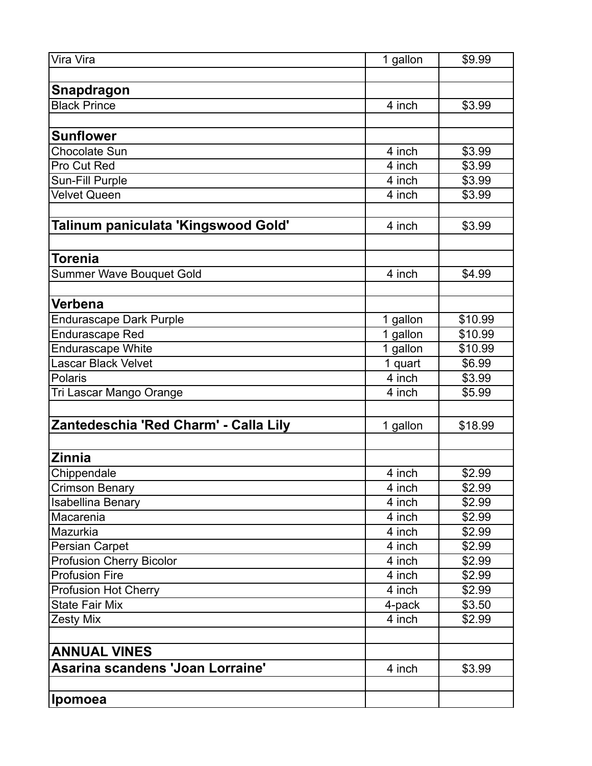| | | |
|---|---|---|
| Vira Vira | 1 gallon | $9.99 |
| | | |
| **Snapdragon** | | |
| Black Prince | 4 inch | $3.99 |
| | | |
| **Sunflower** | | |
| Chocolate Sun | 4 inch | $3.99 |
| Pro Cut Red | 4 inch | $3.99 |
| Sun-Fill Purple | 4 inch | $3.99 |
| Velvet Queen | 4 inch | $3.99 |
| | | |
| **Talinum paniculata 'Kingswood Gold'** | 4 inch | $3.99 |
| | | |
| **Torenia** | | |
| Summer Wave Bouquet Gold | 4 inch | $4.99 |
| | | |
| **Verbena** | | |
| Endurascape Dark Purple | 1 gallon | $10.99 |
| Endurascape Red | 1 gallon | $10.99 |
| Endurascape White | 1 gallon | $10.99 |
| Lascar Black Velvet | 1 quart | $6.99 |
| Polaris | 4 inch | $3.99 |
| Tri Lascar Mango Orange | 4 inch | $5.99 |
| | | |
| **Zantedeschia 'Red Charm' - Calla Lily** | 1 gallon | $18.99 |
| | | |
| **Zinnia** | | |
| Chippendale | 4 inch | $2.99 |
| Crimson Benary | 4 inch | $2.99 |
| Isabellina Benary | 4 inch | $2.99 |
| Macarenia | 4 inch | $2.99 |
| Mazurkia | 4 inch | $2.99 |
| Persian Carpet | 4 inch | $2.99 |
| Profusion Cherry Bicolor | 4 inch | $2.99 |
| Profusion Fire | 4 inch | $2.99 |
| Profusion Hot Cherry | 4 inch | $2.99 |
| State Fair Mix | 4-pack | $3.50 |
| Zesty Mix | 4 inch | $2.99 |
| | | |
| **ANNUAL VINES** | | |
| **Asarina scandens 'Joan Lorraine'** | 4 inch | $3.99 |
| | | |
| **Ipomoea** | | |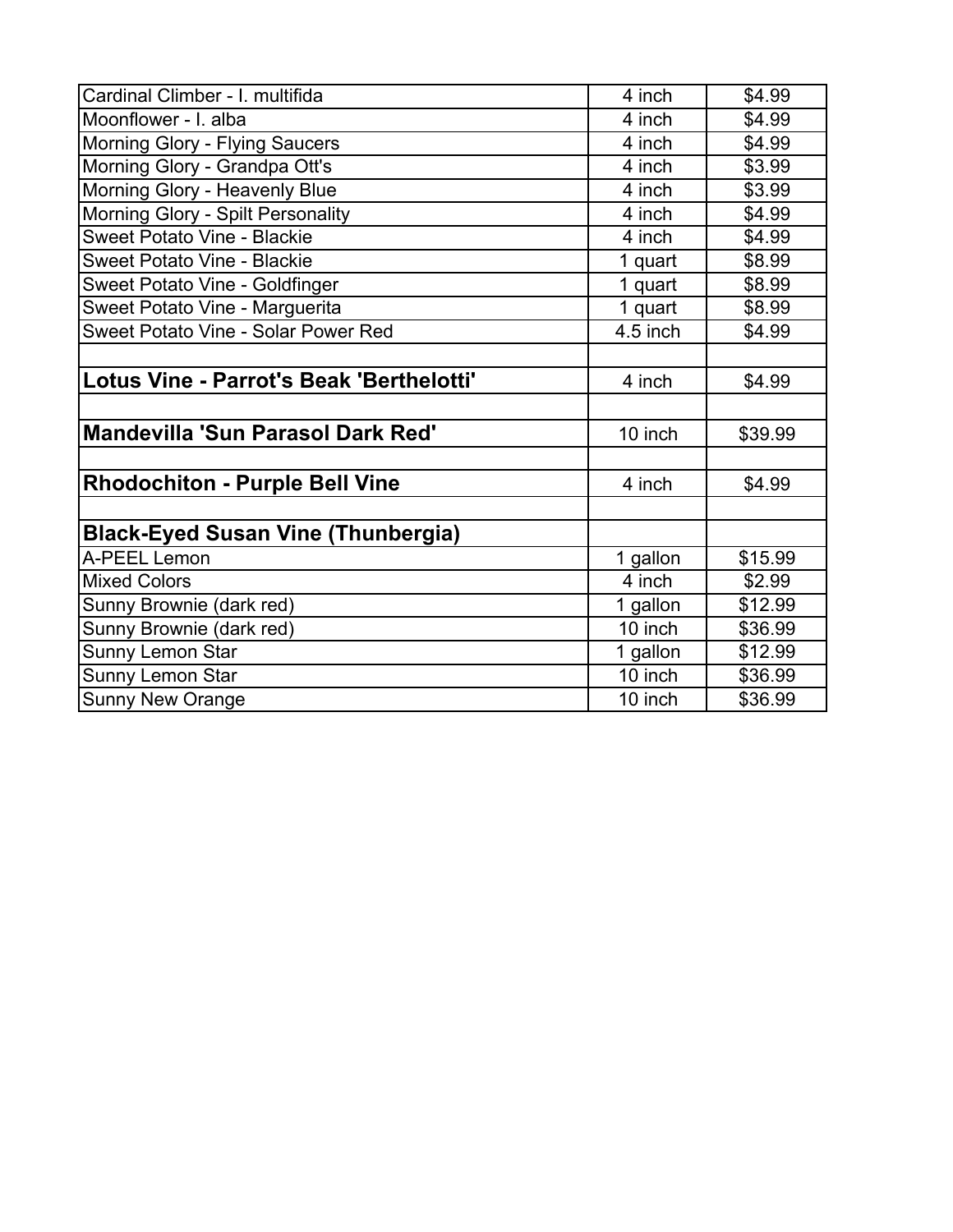| | | |
|---|---|---|
| Cardinal Climber - I. multifida | 4 inch | $4.99 |
| Moonflower - I. alba | 4 inch | $4.99 |
| Morning Glory - Flying Saucers | 4 inch | $4.99 |
| Morning Glory - Grandpa Ott's | 4 inch | $3.99 |
| Morning Glory - Heavenly Blue | 4 inch | $3.99 |
| Morning Glory - Spilt Personality | 4 inch | $4.99 |
| Sweet Potato Vine - Blackie | 4 inch | $4.99 |
| Sweet Potato Vine - Blackie | 1 quart | $8.99 |
| Sweet Potato Vine - Goldfinger | 1 quart | $8.99 |
| Sweet Potato Vine - Marguerita | 1 quart | $8.99 |
| Sweet Potato Vine - Solar Power Red | 4.5 inch | $4.99 |
| | | |
| **Lotus Vine - Parrot's Beak 'Berthelotti'** | 4 inch | $4.99 |
| | | |
| **Mandevilla 'Sun Parasol Dark Red'** | 10 inch | $39.99 |
| | | |
| **Rhodochiton - Purple Bell Vine** | 4 inch | $4.99 |
| | | |
| **Black-Eyed Susan Vine (Thunbergia)** | | |
| A-PEEL Lemon | 1 gallon | $15.99 |
| Mixed Colors | 4 inch | $2.99 |
| Sunny Brownie (dark red) | 1 gallon | $12.99 |
| Sunny Brownie (dark red) | 10 inch | $36.99 |
| Sunny Lemon Star | 1 gallon | $12.99 |
| Sunny Lemon Star | 10 inch | $36.99 |
| Sunny New Orange | 10 inch | $36.99 |